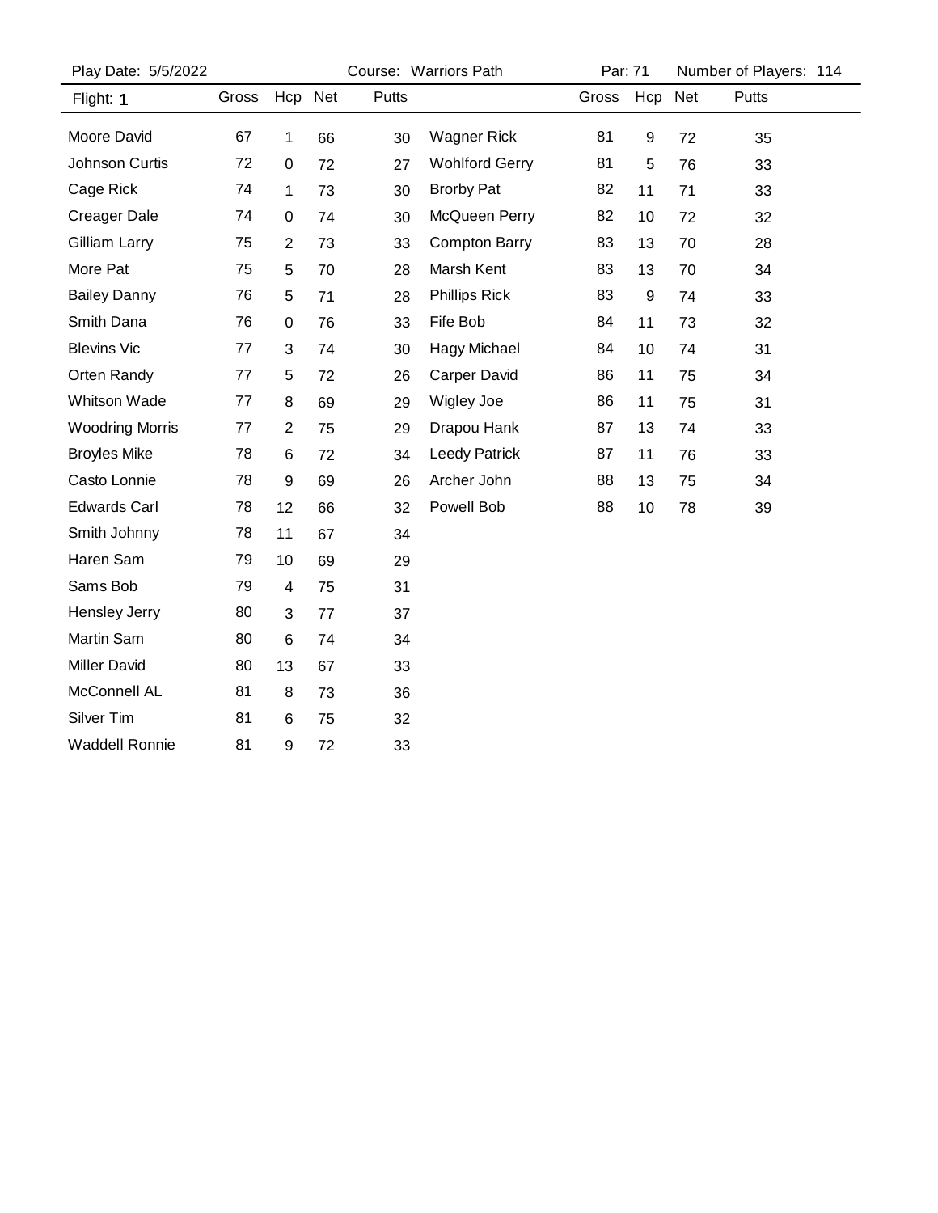Play Date: 5/5/2022 | Course: Warriors Path | Par: 71 | Number of Players: 114

| Flight: **1** | Gross | Hcp | Net | Putts | | Gross | Hcp | Net | Putts |
|---|---|---|---|---|---|---|---|---|---|
| Moore David | 67 | 1 | 66 | 30 | Wagner Rick | 81 | 9 | 72 | 35 |
| Johnson Curtis | 72 | 0 | 72 | 27 | Wohlford Gerry | 81 | 5 | 76 | 33 |
| Cage Rick | 74 | 1 | 73 | 30 | Brorby Pat | 82 | 11 | 71 | 33 |
| Creager Dale | 74 | 0 | 74 | 30 | McQueen Perry | 82 | 10 | 72 | 32 |
| Gilliam Larry | 75 | 2 | 73 | 33 | Compton Barry | 83 | 13 | 70 | 28 |
| More Pat | 75 | 5 | 70 | 28 | Marsh Kent | 83 | 13 | 70 | 34 |
| Bailey Danny | 76 | 5 | 71 | 28 | Phillips Rick | 83 | 9 | 74 | 33 |
| Smith Dana | 76 | 0 | 76 | 33 | Fife Bob | 84 | 11 | 73 | 32 |
| Blevins Vic | 77 | 3 | 74 | 30 | Hagy Michael | 84 | 10 | 74 | 31 |
| Orten Randy | 77 | 5 | 72 | 26 | Carper David | 86 | 11 | 75 | 34 |
| Whitson Wade | 77 | 8 | 69 | 29 | Wigley Joe | 86 | 11 | 75 | 31 |
| Woodring Morris | 77 | 2 | 75 | 29 | Drapou Hank | 87 | 13 | 74 | 33 |
| Broyles Mike | 78 | 6 | 72 | 34 | Leedy Patrick | 87 | 11 | 76 | 33 |
| Casto Lonnie | 78 | 9 | 69 | 26 | Archer John | 88 | 13 | 75 | 34 |
| Edwards Carl | 78 | 12 | 66 | 32 | Powell Bob | 88 | 10 | 78 | 39 |
| Smith Johnny | 78 | 11 | 67 | 34 | | | | | |
| Haren Sam | 79 | 10 | 69 | 29 | | | | | |
| Sams Bob | 79 | 4 | 75 | 31 | | | | | |
| Hensley Jerry | 80 | 3 | 77 | 37 | | | | | |
| Martin Sam | 80 | 6 | 74 | 34 | | | | | |
| Miller David | 80 | 13 | 67 | 33 | | | | | |
| McConnell AL | 81 | 8 | 73 | 36 | | | | | |
| Silver Tim | 81 | 6 | 75 | 32 | | | | | |
| Waddell Ronnie | 81 | 9 | 72 | 33 | | | | | |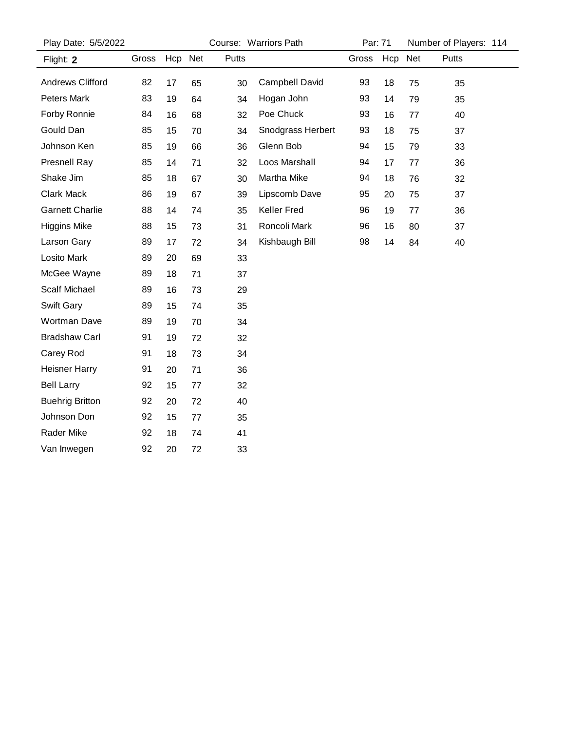Play Date: 5/5/2022 Course: Warriors Path Par: 71 Number of Players: 114

Flight: **2**

| Name | Gross | Hcp | Net | Putts |
|---|---|---|---|---|
| Andrews Clifford | 82 | 17 | 65 | 30 |
| Peters Mark | 83 | 19 | 64 | 34 |
| Forby Ronnie | 84 | 16 | 68 | 32 |
| Gould Dan | 85 | 15 | 70 | 34 |
| Johnson Ken | 85 | 19 | 66 | 36 |
| Presnell Ray | 85 | 14 | 71 | 32 |
| Shake Jim | 85 | 18 | 67 | 30 |
| Clark Mack | 86 | 19 | 67 | 39 |
| Garnett Charlie | 88 | 14 | 74 | 35 |
| Higgins Mike | 88 | 15 | 73 | 31 |
| Larson Gary | 89 | 17 | 72 | 34 |
| Losito Mark | 89 | 20 | 69 | 33 |
| McGee Wayne | 89 | 18 | 71 | 37 |
| Scalf Michael | 89 | 16 | 73 | 29 |
| Swift Gary | 89 | 15 | 74 | 35 |
| Wortman Dave | 89 | 19 | 70 | 34 |
| Bradshaw Carl | 91 | 19 | 72 | 32 |
| Carey Rod | 91 | 18 | 73 | 34 |
| Heisner Harry | 91 | 20 | 71 | 36 |
| Bell Larry | 92 | 15 | 77 | 32 |
| Buehrig Britton | 92 | 20 | 72 | 40 |
| Johnson Don | 92 | 15 | 77 | 35 |
| Rader Mike | 92 | 18 | 74 | 41 |
| Van Inwegen | 92 | 20 | 72 | 33 |
| Campbell David | 93 | 18 | 75 | 35 |
| Hogan John | 93 | 14 | 79 | 35 |
| Poe Chuck | 93 | 16 | 77 | 40 |
| Snodgrass Herbert | 93 | 18 | 75 | 37 |
| Glenn Bob | 94 | 15 | 79 | 33 |
| Loos Marshall | 94 | 17 | 77 | 36 |
| Martha Mike | 94 | 18 | 76 | 32 |
| Lipscomb Dave | 95 | 20 | 75 | 37 |
| Keller Fred | 96 | 19 | 77 | 36 |
| Roncoli Mark | 96 | 16 | 80 | 37 |
| Kishbaugh Bill | 98 | 14 | 84 | 40 |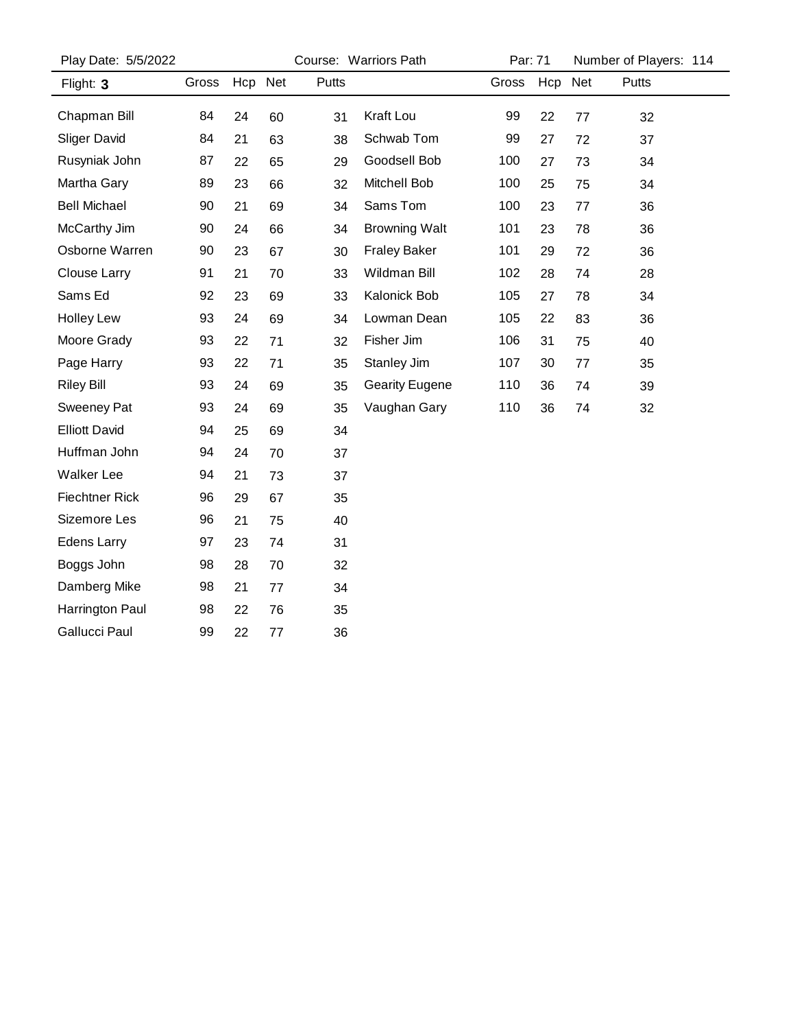Play Date: 5/5/2022 | Course: Warriors Path | Par: 71 | Number of Players: 114

| Flight: **3** | Gross | Hcp | Net | Putts | | Gross | Hcp | Net | Putts |
|---|---|---|---|---|---|---|---|---|---|
| Chapman Bill | 84 | 24 | 60 | 31 | Kraft Lou | 99 | 22 | 77 | 32 |
| Sliger David | 84 | 21 | 63 | 38 | Schwab Tom | 99 | 27 | 72 | 37 |
| Rusyniak John | 87 | 22 | 65 | 29 | Goodsell Bob | 100 | 27 | 73 | 34 |
| Martha Gary | 89 | 23 | 66 | 32 | Mitchell Bob | 100 | 25 | 75 | 34 |
| Bell Michael | 90 | 21 | 69 | 34 | Sams Tom | 100 | 23 | 77 | 36 |
| McCarthy Jim | 90 | 24 | 66 | 34 | Browning Walt | 101 | 23 | 78 | 36 |
| Osborne Warren | 90 | 23 | 67 | 30 | Fraley Baker | 101 | 29 | 72 | 36 |
| Clouse Larry | 91 | 21 | 70 | 33 | Wildman Bill | 102 | 28 | 74 | 28 |
| Sams Ed | 92 | 23 | 69 | 33 | Kalonick Bob | 105 | 27 | 78 | 34 |
| Holley Lew | 93 | 24 | 69 | 34 | Lowman Dean | 105 | 22 | 83 | 36 |
| Moore Grady | 93 | 22 | 71 | 32 | Fisher Jim | 106 | 31 | 75 | 40 |
| Page Harry | 93 | 22 | 71 | 35 | Stanley Jim | 107 | 30 | 77 | 35 |
| Riley Bill | 93 | 24 | 69 | 35 | Gearity Eugene | 110 | 36 | 74 | 39 |
| Sweeney Pat | 93 | 24 | 69 | 35 | Vaughan Gary | 110 | 36 | 74 | 32 |
| Elliott David | 94 | 25 | 69 | 34 | | | | | |
| Huffman John | 94 | 24 | 70 | 37 | | | | | |
| Walker Lee | 94 | 21 | 73 | 37 | | | | | |
| Fiechtner Rick | 96 | 29 | 67 | 35 | | | | | |
| Sizemore Les | 96 | 21 | 75 | 40 | | | | | |
| Edens Larry | 97 | 23 | 74 | 31 | | | | | |
| Boggs John | 98 | 28 | 70 | 32 | | | | | |
| Damberg Mike | 98 | 21 | 77 | 34 | | | | | |
| Harrington Paul | 98 | 22 | 76 | 35 | | | | | |
| Gallucci Paul | 99 | 22 | 77 | 36 | | | | | |